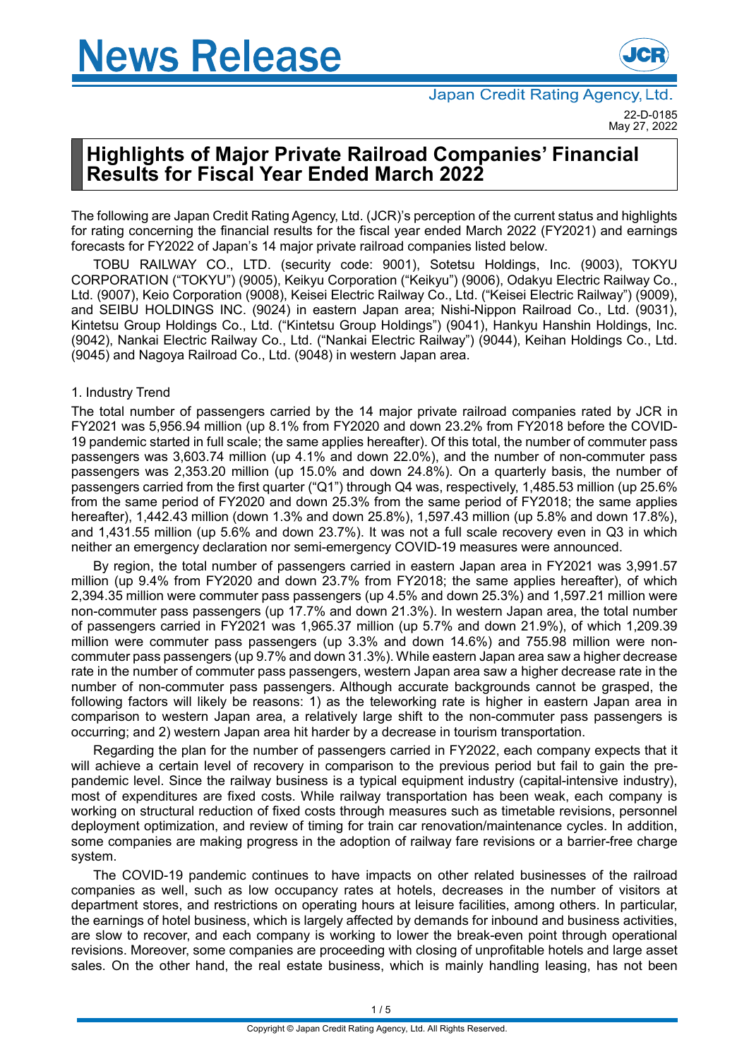# News Release

Japan Credit Rating Agency, Ltd.

22-D-0185
May 27, 2022

## Highlights of Major Private Railroad Companies' Financial Results for Fiscal Year Ended March 2022

The following are Japan Credit Rating Agency, Ltd. (JCR)'s perception of the current status and highlights for rating concerning the financial results for the fiscal year ended March 2022 (FY2021) and earnings forecasts for FY2022 of Japan's 14 major private railroad companies listed below.

TOBU RAILWAY CO., LTD. (security code: 9001), Sotetsu Holdings, Inc. (9003), TOKYU CORPORATION ("TOKYU") (9005), Keikyu Corporation ("Keikyu") (9006), Odakyu Electric Railway Co., Ltd. (9007), Keio Corporation (9008), Keisei Electric Railway Co., Ltd. ("Keisei Electric Railway") (9009), and SEIBU HOLDINGS INC. (9024) in eastern Japan area; Nishi-Nippon Railroad Co., Ltd. (9031), Kintetsu Group Holdings Co., Ltd. ("Kintetsu Group Holdings") (9041), Hankyu Hanshin Holdings, Inc. (9042), Nankai Electric Railway Co., Ltd. ("Nankai Electric Railway") (9044), Keihan Holdings Co., Ltd. (9045) and Nagoya Railroad Co., Ltd. (9048) in western Japan area.

### 1. Industry Trend

The total number of passengers carried by the 14 major private railroad companies rated by JCR in FY2021 was 5,956.94 million (up 8.1% from FY2020 and down 23.2% from FY2018 before the COVID-19 pandemic started in full scale; the same applies hereafter). Of this total, the number of commuter pass passengers was 3,603.74 million (up 4.1% and down 22.0%), and the number of non-commuter pass passengers was 2,353.20 million (up 15.0% and down 24.8%). On a quarterly basis, the number of passengers carried from the first quarter ("Q1") through Q4 was, respectively, 1,485.53 million (up 25.6% from the same period of FY2020 and down 25.3% from the same period of FY2018; the same applies hereafter), 1,442.43 million (down 1.3% and down 25.8%), 1,597.43 million (up 5.8% and down 17.8%), and 1,431.55 million (up 5.6% and down 23.7%). It was not a full scale recovery even in Q3 in which neither an emergency declaration nor semi-emergency COVID-19 measures were announced.

By region, the total number of passengers carried in eastern Japan area in FY2021 was 3,991.57 million (up 9.4% from FY2020 and down 23.7% from FY2018; the same applies hereafter), of which 2,394.35 million were commuter pass passengers (up 4.5% and down 25.3%) and 1,597.21 million were non-commuter pass passengers (up 17.7% and down 21.3%). In western Japan area, the total number of passengers carried in FY2021 was 1,965.37 million (up 5.7% and down 21.9%), of which 1,209.39 million were commuter pass passengers (up 3.3% and down 14.6%) and 755.98 million were non-commuter pass passengers (up 9.7% and down 31.3%). While eastern Japan area saw a higher decrease rate in the number of commuter pass passengers, western Japan area saw a higher decrease rate in the number of non-commuter pass passengers. Although accurate backgrounds cannot be grasped, the following factors will likely be reasons: 1) as the teleworking rate is higher in eastern Japan area in comparison to western Japan area, a relatively large shift to the non-commuter pass passengers is occurring; and 2) western Japan area hit harder by a decrease in tourism transportation.

Regarding the plan for the number of passengers carried in FY2022, each company expects that it will achieve a certain level of recovery in comparison to the previous period but fail to gain the pre-pandemic level. Since the railway business is a typical equipment industry (capital-intensive industry), most of expenditures are fixed costs. While railway transportation has been weak, each company is working on structural reduction of fixed costs through measures such as timetable revisions, personnel deployment optimization, and review of timing for train car renovation/maintenance cycles. In addition, some companies are making progress in the adoption of railway fare revisions or a barrier-free charge system.

The COVID-19 pandemic continues to have impacts on other related businesses of the railroad companies as well, such as low occupancy rates at hotels, decreases in the number of visitors at department stores, and restrictions on operating hours at leisure facilities, among others. In particular, the earnings of hotel business, which is largely affected by demands for inbound and business activities, are slow to recover, and each company is working to lower the break-even point through operational revisions. Moreover, some companies are proceeding with closing of unprofitable hotels and large asset sales. On the other hand, the real estate business, which is mainly handling leasing, has not been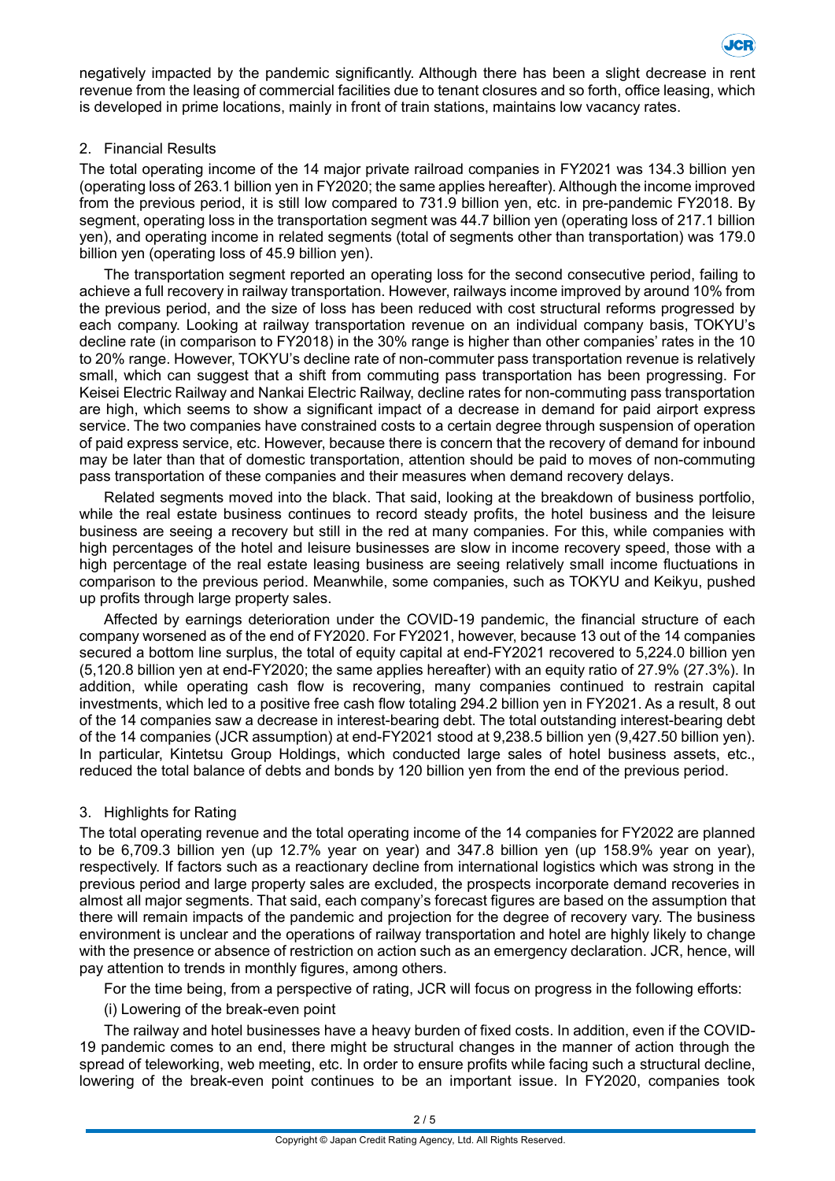negatively impacted by the pandemic significantly. Although there has been a slight decrease in rent revenue from the leasing of commercial facilities due to tenant closures and so forth, office leasing, which is developed in prime locations, mainly in front of train stations, maintains low vacancy rates.

## 2. Financial Results

The total operating income of the 14 major private railroad companies in FY2021 was 134.3 billion yen (operating loss of 263.1 billion yen in FY2020; the same applies hereafter). Although the income improved from the previous period, it is still low compared to 731.9 billion yen, etc. in pre-pandemic FY2018. By segment, operating loss in the transportation segment was 44.7 billion yen (operating loss of 217.1 billion yen), and operating income in related segments (total of segments other than transportation) was 179.0 billion yen (operating loss of 45.9 billion yen).

The transportation segment reported an operating loss for the second consecutive period, failing to achieve a full recovery in railway transportation. However, railways income improved by around 10% from the previous period, and the size of loss has been reduced with cost structural reforms progressed by each company. Looking at railway transportation revenue on an individual company basis, TOKYU's decline rate (in comparison to FY2018) in the 30% range is higher than other companies' rates in the 10 to 20% range. However, TOKYU's decline rate of non-commuter pass transportation revenue is relatively small, which can suggest that a shift from commuting pass transportation has been progressing. For Keisei Electric Railway and Nankai Electric Railway, decline rates for non-commuting pass transportation are high, which seems to show a significant impact of a decrease in demand for paid airport express service. The two companies have constrained costs to a certain degree through suspension of operation of paid express service, etc. However, because there is concern that the recovery of demand for inbound may be later than that of domestic transportation, attention should be paid to moves of non-commuting pass transportation of these companies and their measures when demand recovery delays.

Related segments moved into the black. That said, looking at the breakdown of business portfolio, while the real estate business continues to record steady profits, the hotel business and the leisure business are seeing a recovery but still in the red at many companies. For this, while companies with high percentages of the hotel and leisure businesses are slow in income recovery speed, those with a high percentage of the real estate leasing business are seeing relatively small income fluctuations in comparison to the previous period. Meanwhile, some companies, such as TOKYU and Keikyu, pushed up profits through large property sales.

Affected by earnings deterioration under the COVID-19 pandemic, the financial structure of each company worsened as of the end of FY2020. For FY2021, however, because 13 out of the 14 companies secured a bottom line surplus, the total of equity capital at end-FY2021 recovered to 5,224.0 billion yen (5,120.8 billion yen at end-FY2020; the same applies hereafter) with an equity ratio of 27.9% (27.3%). In addition, while operating cash flow is recovering, many companies continued to restrain capital investments, which led to a positive free cash flow totaling 294.2 billion yen in FY2021. As a result, 8 out of the 14 companies saw a decrease in interest-bearing debt. The total outstanding interest-bearing debt of the 14 companies (JCR assumption) at end-FY2021 stood at 9,238.5 billion yen (9,427.50 billion yen). In particular, Kintetsu Group Holdings, which conducted large sales of hotel business assets, etc., reduced the total balance of debts and bonds by 120 billion yen from the end of the previous period.

## 3. Highlights for Rating

The total operating revenue and the total operating income of the 14 companies for FY2022 are planned to be 6,709.3 billion yen (up 12.7% year on year) and 347.8 billion yen (up 158.9% year on year), respectively. If factors such as a reactionary decline from international logistics which was strong in the previous period and large property sales are excluded, the prospects incorporate demand recoveries in almost all major segments. That said, each company's forecast figures are based on the assumption that there will remain impacts of the pandemic and projection for the degree of recovery vary. The business environment is unclear and the operations of railway transportation and hotel are highly likely to change with the presence or absence of restriction on action such as an emergency declaration. JCR, hence, will pay attention to trends in monthly figures, among others.

For the time being, from a perspective of rating, JCR will focus on progress in the following efforts:

(i) Lowering of the break-even point

The railway and hotel businesses have a heavy burden of fixed costs. In addition, even if the COVID-19 pandemic comes to an end, there might be structural changes in the manner of action through the spread of teleworking, web meeting, etc. In order to ensure profits while facing such a structural decline, lowering of the break-even point continues to be an important issue. In FY2020, companies took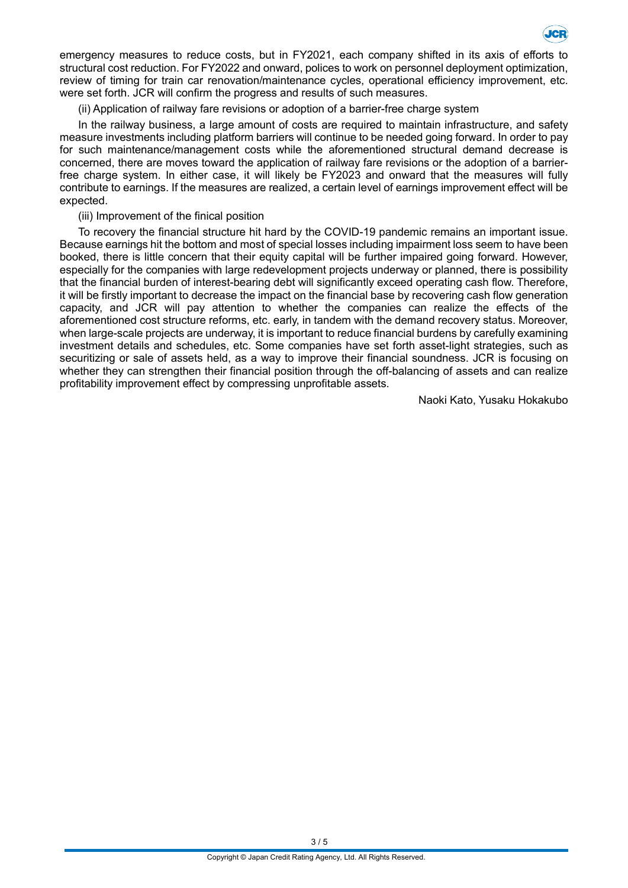emergency measures to reduce costs, but in FY2021, each company shifted in its axis of efforts to structural cost reduction. For FY2022 and onward, polices to work on personnel deployment optimization, review of timing for train car renovation/maintenance cycles, operational efficiency improvement, etc. were set forth. JCR will confirm the progress and results of such measures.

(ii) Application of railway fare revisions or adoption of a barrier-free charge system

In the railway business, a large amount of costs are required to maintain infrastructure, and safety measure investments including platform barriers will continue to be needed going forward. In order to pay for such maintenance/management costs while the aforementioned structural demand decrease is concerned, there are moves toward the application of railway fare revisions or the adoption of a barrier-free charge system. In either case, it will likely be FY2023 and onward that the measures will fully contribute to earnings. If the measures are realized, a certain level of earnings improvement effect will be expected.

(iii) Improvement of the finical position

To recovery the financial structure hit hard by the COVID-19 pandemic remains an important issue. Because earnings hit the bottom and most of special losses including impairment loss seem to have been booked, there is little concern that their equity capital will be further impaired going forward. However, especially for the companies with large redevelopment projects underway or planned, there is possibility that the financial burden of interest-bearing debt will significantly exceed operating cash flow. Therefore, it will be firstly important to decrease the impact on the financial base by recovering cash flow generation capacity, and JCR will pay attention to whether the companies can realize the effects of the aforementioned cost structure reforms, etc. early, in tandem with the demand recovery status. Moreover, when large-scale projects are underway, it is important to reduce financial burdens by carefully examining investment details and schedules, etc. Some companies have set forth asset-light strategies, such as securitizing or sale of assets held, as a way to improve their financial soundness. JCR is focusing on whether they can strengthen their financial position through the off-balancing of assets and can realize profitability improvement effect by compressing unprofitable assets.

Naoki Kato, Yusaku Hokakubo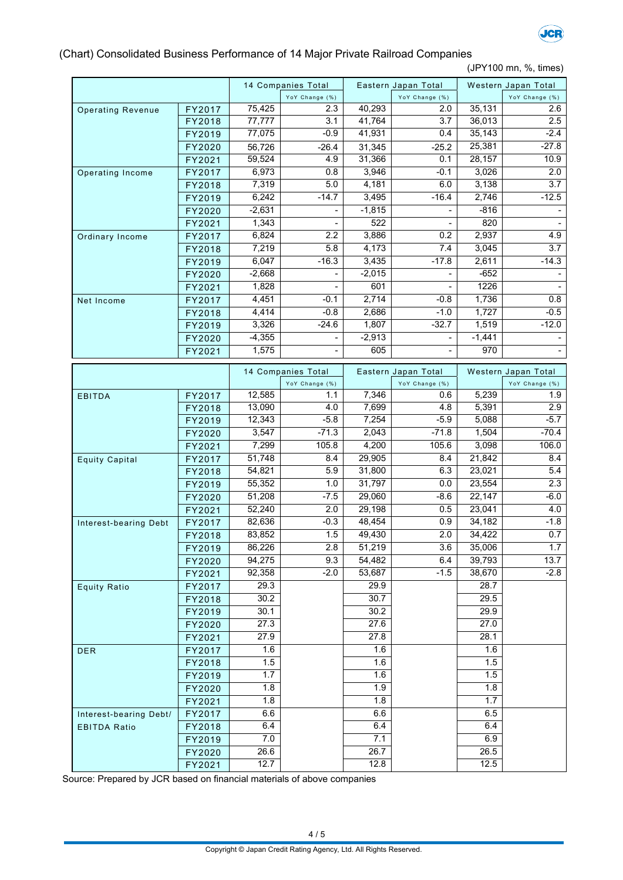(Chart) Consolidated Business Performance of 14 Major Private Railroad Companies

(JPY100 mn, %, times)

| | | 14 Companies Total | | Eastern Japan Total | | Western Japan Total | |
|---|---|---|---|---|---|---|---|
| | | | YoY Change (%) | | YoY Change (%) | | YoY Change (%) |
| Operating Revenue | FY2017 | 75,425 | 2.3 | 40,293 | 2.0 | 35,131 | 2.6 |
| | FY2018 | 77,777 | 3.1 | 41,764 | 3.7 | 36,013 | 2.5 |
| | FY2019 | 77,075 | -0.9 | 41,931 | 0.4 | 35,143 | -2.4 |
| | FY2020 | 56,726 | -26.4 | 31,345 | -25.2 | 25,381 | -27.8 |
| | FY2021 | 59,524 | 4.9 | 31,366 | 0.1 | 28,157 | 10.9 |
| Operating Income | FY2017 | 6,973 | 0.8 | 3,946 | -0.1 | 3,026 | 2.0 |
| | FY2018 | 7,319 | 5.0 | 4,181 | 6.0 | 3,138 | 3.7 |
| | FY2019 | 6,242 | -14.7 | 3,495 | -16.4 | 2,746 | -12.5 |
| | FY2020 | -2,631 | - | -1,815 | - | -816 | - |
| | FY2021 | 1,343 | - | 522 | - | 820 | - |
| Ordinary Income | FY2017 | 6,824 | 2.2 | 3,886 | 0.2 | 2,937 | 4.9 |
| | FY2018 | 7,219 | 5.8 | 4,173 | 7.4 | 3,045 | 3.7 |
| | FY2019 | 6,047 | -16.3 | 3,435 | -17.8 | 2,611 | -14.3 |
| | FY2020 | -2,668 | - | -2,015 | - | -652 | - |
| | FY2021 | 1,828 | - | 601 | - | 1226 | - |
| Net Income | FY2017 | 4,451 | -0.1 | 2,714 | -0.8 | 1,736 | 0.8 |
| | FY2018 | 4,414 | -0.8 | 2,686 | -1.0 | 1,727 | -0.5 |
| | FY2019 | 3,326 | -24.6 | 1,807 | -32.7 | 1,519 | -12.0 |
| | FY2020 | -4,355 | - | -2,913 | - | -1,441 | - |
| | FY2021 | 1,575 | - | 605 | - | 970 | - |

| | | 14 Companies Total | | Eastern Japan Total | | Western Japan Total | |
|---|---|---|---|---|---|---|---|
| | | | YoY Change (%) | | YoY Change (%) | | YoY Change (%) |
| EBITDA | FY2017 | 12,585 | 1.1 | 7,346 | 0.6 | 5,239 | 1.9 |
| | FY2018 | 13,090 | 4.0 | 7,699 | 4.8 | 5,391 | 2.9 |
| | FY2019 | 12,343 | -5.8 | 7,254 | -5.9 | 5,088 | -5.7 |
| | FY2020 | 3,547 | -71.3 | 2,043 | -71.8 | 1,504 | -70.4 |
| | FY2021 | 7,299 | 105.8 | 4,200 | 105.6 | 3,098 | 106.0 |
| Equity Capital | FY2017 | 51,748 | 8.4 | 29,905 | 8.4 | 21,842 | 8.4 |
| | FY2018 | 54,821 | 5.9 | 31,800 | 6.3 | 23,021 | 5.4 |
| | FY2019 | 55,352 | 1.0 | 31,797 | 0.0 | 23,554 | 2.3 |
| | FY2020 | 51,208 | -7.5 | 29,060 | -8.6 | 22,147 | -6.0 |
| | FY2021 | 52,240 | 2.0 | 29,198 | 0.5 | 23,041 | 4.0 |
| Interest-bearing Debt | FY2017 | 82,636 | -0.3 | 48,454 | 0.9 | 34,182 | -1.8 |
| | FY2018 | 83,852 | 1.5 | 49,430 | 2.0 | 34,422 | 0.7 |
| | FY2019 | 86,226 | 2.8 | 51,219 | 3.6 | 35,006 | 1.7 |
| | FY2020 | 94,275 | 9.3 | 54,482 | 6.4 | 39,793 | 13.7 |
| | FY2021 | 92,358 | -2.0 | 53,687 | -1.5 | 38,670 | -2.8 |
| Equity Ratio | FY2017 | 29.3 | | 29.9 | | 28.7 | |
| | FY2018 | 30.2 | | 30.7 | | 29.5 | |
| | FY2019 | 30.1 | | 30.2 | | 29.9 | |
| | FY2020 | 27.3 | | 27.6 | | 27.0 | |
| | FY2021 | 27.9 | | 27.8 | | 28.1 | |
| DER | FY2017 | 1.6 | | 1.6 | | 1.6 | |
| | FY2018 | 1.5 | | 1.6 | | 1.5 | |
| | FY2019 | 1.7 | | 1.6 | | 1.5 | |
| | FY2020 | 1.8 | | 1.9 | | 1.8 | |
| | FY2021 | 1.8 | | 1.8 | | 1.7 | |
| Interest-bearing Debt/ EBITDA Ratio | FY2017 | 6.6 | | 6.6 | | 6.5 | |
| | FY2018 | 6.4 | | 6.4 | | 6.4 | |
| | FY2019 | 7.0 | | 7.1 | | 6.9 | |
| | FY2020 | 26.6 | | 26.7 | | 26.5 | |
| | FY2021 | 12.7 | | 12.8 | | 12.5 | |

Source: Prepared by JCR based on financial materials of above companies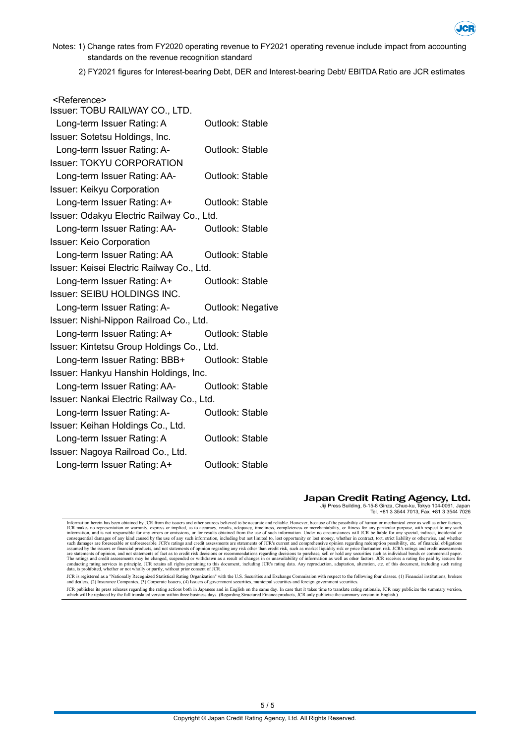Notes: 1) Change rates from FY2020 operating revenue to FY2021 operating revenue include impact from accounting standards on the revenue recognition standard

2) FY2021 figures for Interest-bearing Debt, DER and Interest-bearing Debt/ EBITDA Ratio are JCR estimates

<Reference>

Issuer: TOBU RAILWAY CO., LTD.
Long-term Issuer Rating: A Outlook: Stable

Issuer: Sotetsu Holdings, Inc.
Long-term Issuer Rating: A- Outlook: Stable

Issuer: TOKYU CORPORATION
Long-term Issuer Rating: AA- Outlook: Stable

Issuer: Keikyu Corporation
Long-term Issuer Rating: A+ Outlook: Stable

Issuer: Odakyu Electric Railway Co., Ltd.
Long-term Issuer Rating: AA- Outlook: Stable

Issuer: Keio Corporation
Long-term Issuer Rating: AA Outlook: Stable

Issuer: Keisei Electric Railway Co., Ltd.
Long-term Issuer Rating: A+ Outlook: Stable

Issuer: SEIBU HOLDINGS INC.
Long-term Issuer Rating: A- Outlook: Negative

Issuer: Nishi-Nippon Railroad Co., Ltd.
Long-term Issuer Rating: A+ Outlook: Stable

Issuer: Kintetsu Group Holdings Co., Ltd.
Long-term Issuer Rating: BBB+ Outlook: Stable

Issuer: Hankyu Hanshin Holdings, Inc.
Long-term Issuer Rating: AA- Outlook: Stable

Issuer: Nankai Electric Railway Co., Ltd.
Long-term Issuer Rating: A- Outlook: Stable

Issuer: Keihan Holdings Co., Ltd.
Long-term Issuer Rating: A Outlook: Stable

Issuer: Nagoya Railroad Co., Ltd.
Long-term Issuer Rating: A+ Outlook: Stable

**Japan Credit Rating Agency, Ltd.**
Jiji Press Building, 5-15-8 Ginza, Chuo-ku, Tokyo 104-0061, Japan
Tel. +81 3 3544 7013, Fax. +81 3 3544 7026

Information herein has been obtained by JCR from the issuers and other sources believed to be accurate and reliable. However, because of the possibility of human or mechanical error as well as other factors, JCR makes no representation or warranty, express or implied, as to accuracy, results, adequacy, timeliness, completeness or merchantability, or fitness for any particular purpose, with respect to any such information, and is not responsible for any errors or omissions, or for results obtained from the use of such information. Under no circumstances will JCR be liable for any special, indirect, incidental or consequential damages of any kind caused by the use of any such information, including but not limited to, lost opportunity or lost money, whether in contract, tort, strict liability or otherwise, and whether such damages are foreseeable or unforeseeable. JCR's ratings and credit assessments are statements of JCR's current and comprehensive opinion regarding redemption possibility, etc. of financial obligations assumed by the issuers or financial products, and not statements of opinion regarding any risk other than credit risk, such as market liquidity risk or price fluctuation risk. JCR's ratings and credit assessments are statements of opinion, and not statements of fact as to credit risk decisions or recommendations regarding decisions to purchase, sell or hold any securities such as individual bonds or commercial paper. The ratings and credit assessments may be changed, suspended or withdrawn as a result of changes in or unavailability of information as well as other factors. JCR receives a rating fee paid by issuers for conducting rating services in principle. JCR retains all rights pertaining to this document, including JCR's rating data. Any reproduction, adaptation, alteration, etc. of this document, including such rating data, is prohibited, whether or not wholly or partly, without prior consent of JCR.

JCR is registered as a "Nationally Recognized Statistical Rating Organization" with the U.S. Securities and Exchange Commission with respect to the following four classes. (1) Financial institutions, brokers and dealers, (2) Insurance Companies, (3) Corporate Issuers, (4) Issuers of government securities, municipal securities and foreign government securities.

JCR publishes its press releases regarding the rating actions both in Japanese and in English on the same day. In case that it takes time to translate rating rationale, JCR may publicize the summary version, which will be replaced by the full translated version within three business days. (Regarding Structured Finance products, JCR only publicize the summary version in English.)

Copyright © Japan Credit Rating Agency, Ltd. All Rights Reserved.